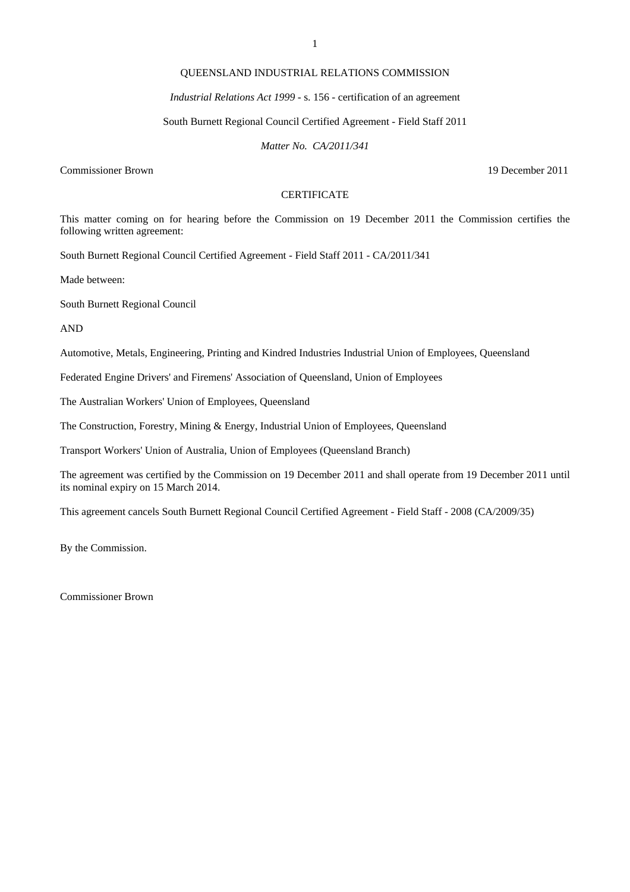QUEENSLAND INDUSTRIAL RELATIONS COMMISSION

*Industrial Relations Act 1999* - s. 156 - certification of an agreement

South Burnett Regional Council Certified Agreement - Field Staff 2011

*Matter No. CA/2011/341*

Commissioner Brown 19 December 2011

CERTIFICATE

This matter coming on for hearing before the Commission on 19 December 2011 the Commission certifies the following written agreement:

South Burnett Regional Council Certified Agreement - Field Staff 2011 - CA/2011/341

Made between:

South Burnett Regional Council

AND

Automotive, Metals, Engineering, Printing and Kindred Industries Industrial Union of Employees, Queensland

Federated Engine Drivers' and Firemens' Association of Queensland, Union of Employees

The Australian Workers' Union of Employees, Queensland

The Construction, Forestry, Mining & Energy, Industrial Union of Employees, Queensland

Transport Workers' Union of Australia, Union of Employees (Queensland Branch)

The agreement was certified by the Commission on 19 December 2011 and shall operate from 19 December 2011 until its nominal expiry on 15 March 2014.

This agreement cancels South Burnett Regional Council Certified Agreement - Field Staff - 2008 (CA/2009/35)

By the Commission.

Commissioner Brown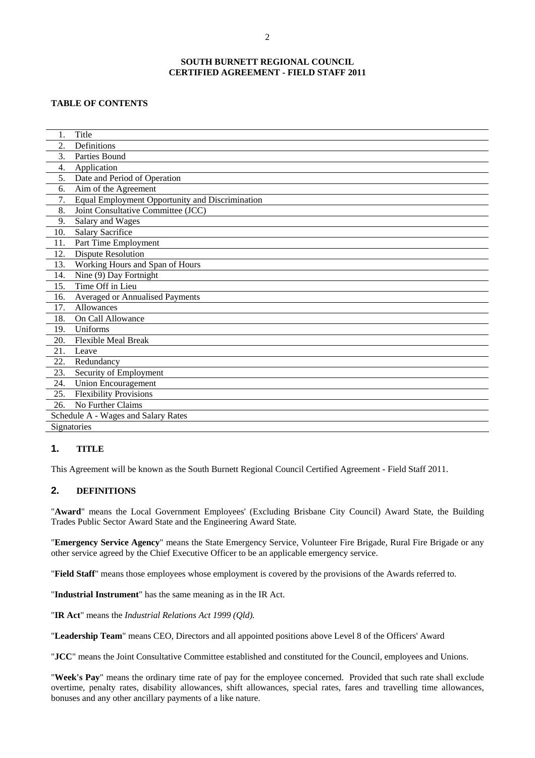**SOUTH BURNETT REGIONAL COUNCIL**
**CERTIFIED AGREEMENT - FIELD STAFF 2011**

**TABLE OF CONTENTS**

| | |
|---|---|
| 1. | Title |
| 2. | Definitions |
| 3. | Parties Bound |
| 4. | Application |
| 5. | Date and Period of Operation |
| 6. | Aim of the Agreement |
| 7. | Equal Employment Opportunity and Discrimination |
| 8. | Joint Consultative Committee (JCC) |
| 9. | Salary and Wages |
| 10. | Salary Sacrifice |
| 11. | Part Time Employment |
| 12. | Dispute Resolution |
| 13. | Working Hours and Span of Hours |
| 14. | Nine (9) Day Fortnight |
| 15. | Time Off in Lieu |
| 16. | Averaged or Annualised Payments |
| 17. | Allowances |
| 18. | On Call Allowance |
| 19. | Uniforms |
| 20. | Flexible Meal Break |
| 21. | Leave |
| 22. | Redundancy |
| 23. | Security of Employment |
| 24. | Union Encouragement |
| 25. | Flexibility Provisions |
| 26. | No Further Claims |
| Schedule A - Wages and Salary Rates | |
| Signatories | |

## 1. TITLE

This Agreement will be known as the South Burnett Regional Council Certified Agreement - Field Staff 2011.

## 2. DEFINITIONS

"**Award**" means the Local Government Employees' (Excluding Brisbane City Council) Award State, the Building Trades Public Sector Award State and the Engineering Award State.

"**Emergency Service Agency**" means the State Emergency Service, Volunteer Fire Brigade, Rural Fire Brigade or any other service agreed by the Chief Executive Officer to be an applicable emergency service.

"**Field Staff**" means those employees whose employment is covered by the provisions of the Awards referred to.

"**Industrial Instrument**" has the same meaning as in the IR Act.

"**IR Act**" means the *Industrial Relations Act 1999 (Qld).*

"**Leadership Team**" means CEO, Directors and all appointed positions above Level 8 of the Officers' Award

"**JCC**" means the Joint Consultative Committee established and constituted for the Council, employees and Unions.

"**Week's Pay**" means the ordinary time rate of pay for the employee concerned. Provided that such rate shall exclude overtime, penalty rates, disability allowances, shift allowances, special rates, fares and travelling time allowances, bonuses and any other ancillary payments of a like nature.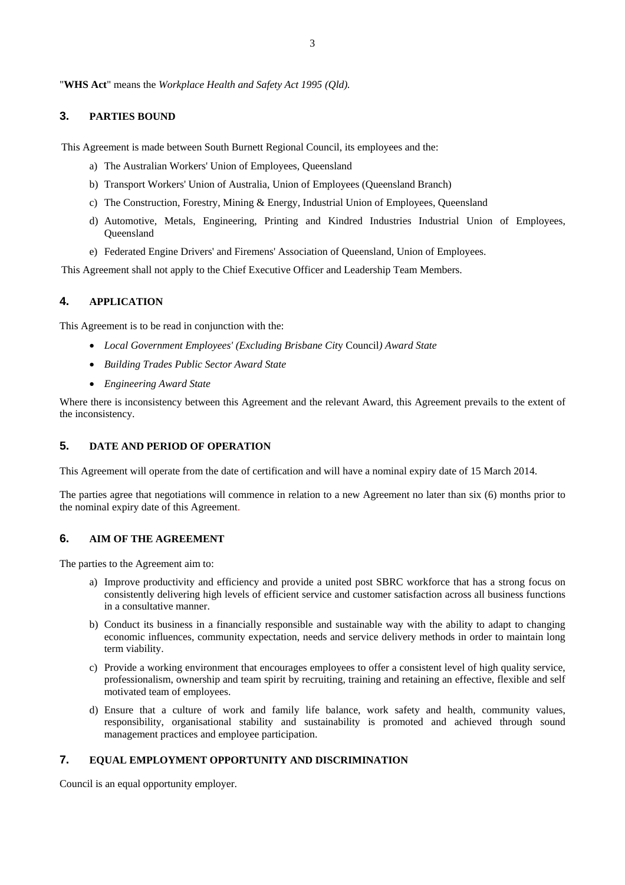"**WHS Act**" means the *Workplace Health and Safety Act 1995 (Qld).*

## 3. PARTIES BOUND

This Agreement is made between South Burnett Regional Council, its employees and the:

a) The Australian Workers' Union of Employees, Queensland

b) Transport Workers' Union of Australia, Union of Employees (Queensland Branch)

c) The Construction, Forestry, Mining & Energy, Industrial Union of Employees, Queensland

d) Automotive, Metals, Engineering, Printing and Kindred Industries Industrial Union of Employees, Queensland

e) Federated Engine Drivers' and Firemens' Association of Queensland, Union of Employees.

This Agreement shall not apply to the Chief Executive Officer and Leadership Team Members.

## 4. APPLICATION

This Agreement is to be read in conjunction with the:

- *Local Government Employees' (Excluding Brisbane City* Council*) Award State*
- *Building Trades Public Sector Award State*
- *Engineering Award State*

Where there is inconsistency between this Agreement and the relevant Award, this Agreement prevails to the extent of the inconsistency.

## 5. DATE AND PERIOD OF OPERATION

This Agreement will operate from the date of certification and will have a nominal expiry date of 15 March 2014.

The parties agree that negotiations will commence in relation to a new Agreement no later than six (6) months prior to the nominal expiry date of this Agreement.

## 6. AIM OF THE AGREEMENT

The parties to the Agreement aim to:

a) Improve productivity and efficiency and provide a united post SBRC workforce that has a strong focus on consistently delivering high levels of efficient service and customer satisfaction across all business functions in a consultative manner.

b) Conduct its business in a financially responsible and sustainable way with the ability to adapt to changing economic influences, community expectation, needs and service delivery methods in order to maintain long term viability.

c) Provide a working environment that encourages employees to offer a consistent level of high quality service, professionalism, ownership and team spirit by recruiting, training and retaining an effective, flexible and self motivated team of employees.

d) Ensure that a culture of work and family life balance, work safety and health, community values, responsibility, organisational stability and sustainability is promoted and achieved through sound management practices and employee participation.

## 7. EQUAL EMPLOYMENT OPPORTUNITY AND DISCRIMINATION

Council is an equal opportunity employer.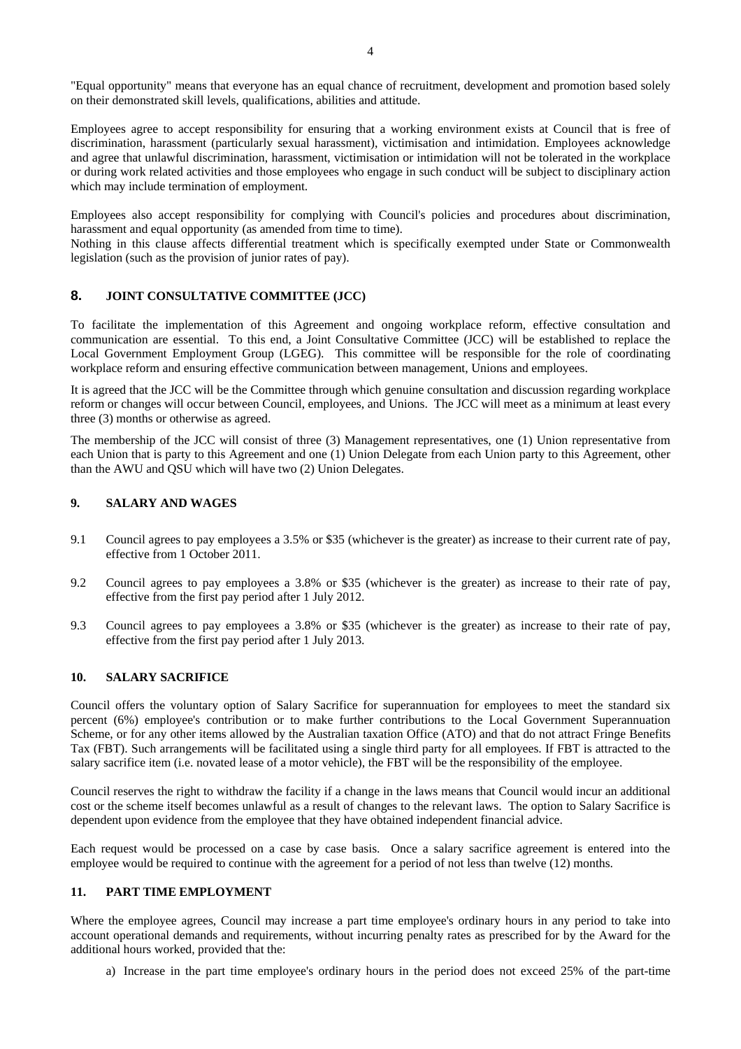"Equal opportunity" means that everyone has an equal chance of recruitment, development and promotion based solely on their demonstrated skill levels, qualifications, abilities and attitude.

Employees agree to accept responsibility for ensuring that a working environment exists at Council that is free of discrimination, harassment (particularly sexual harassment), victimisation and intimidation. Employees acknowledge and agree that unlawful discrimination, harassment, victimisation or intimidation will not be tolerated in the workplace or during work related activities and those employees who engage in such conduct will be subject to disciplinary action which may include termination of employment.

Employees also accept responsibility for complying with Council's policies and procedures about discrimination, harassment and equal opportunity (as amended from time to time).
Nothing in this clause affects differential treatment which is specifically exempted under State or Commonwealth legislation (such as the provision of junior rates of pay).

## 8. JOINT CONSULTATIVE COMMITTEE (JCC)

To facilitate the implementation of this Agreement and ongoing workplace reform, effective consultation and communication are essential. To this end, a Joint Consultative Committee (JCC) will be established to replace the Local Government Employment Group (LGEG). This committee will be responsible for the role of coordinating workplace reform and ensuring effective communication between management, Unions and employees.

It is agreed that the JCC will be the Committee through which genuine consultation and discussion regarding workplace reform or changes will occur between Council, employees, and Unions. The JCC will meet as a minimum at least every three (3) months or otherwise as agreed.

The membership of the JCC will consist of three (3) Management representatives, one (1) Union representative from each Union that is party to this Agreement and one (1) Union Delegate from each Union party to this Agreement, other than the AWU and QSU which will have two (2) Union Delegates.

## 9. SALARY AND WAGES

9.1 Council agrees to pay employees a 3.5% or $35 (whichever is the greater) as increase to their current rate of pay, effective from 1 October 2011.

9.2 Council agrees to pay employees a 3.8% or $35 (whichever is the greater) as increase to their rate of pay, effective from the first pay period after 1 July 2012.

9.3 Council agrees to pay employees a 3.8% or $35 (whichever is the greater) as increase to their rate of pay, effective from the first pay period after 1 July 2013.

## 10. SALARY SACRIFICE

Council offers the voluntary option of Salary Sacrifice for superannuation for employees to meet the standard six percent (6%) employee's contribution or to make further contributions to the Local Government Superannuation Scheme, or for any other items allowed by the Australian taxation Office (ATO) and that do not attract Fringe Benefits Tax (FBT). Such arrangements will be facilitated using a single third party for all employees. If FBT is attracted to the salary sacrifice item (i.e. novated lease of a motor vehicle), the FBT will be the responsibility of the employee.

Council reserves the right to withdraw the facility if a change in the laws means that Council would incur an additional cost or the scheme itself becomes unlawful as a result of changes to the relevant laws. The option to Salary Sacrifice is dependent upon evidence from the employee that they have obtained independent financial advice.

Each request would be processed on a case by case basis. Once a salary sacrifice agreement is entered into the employee would be required to continue with the agreement for a period of not less than twelve (12) months.

## 11. PART TIME EMPLOYMENT

Where the employee agrees, Council may increase a part time employee's ordinary hours in any period to take into account operational demands and requirements, without incurring penalty rates as prescribed for by the Award for the additional hours worked, provided that the:

a) Increase in the part time employee's ordinary hours in the period does not exceed 25% of the part-time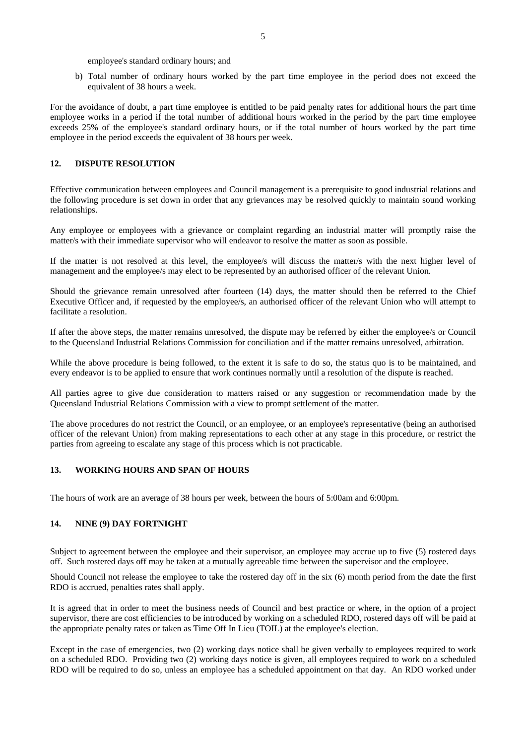employee's standard ordinary hours; and

b) Total number of ordinary hours worked by the part time employee in the period does not exceed the equivalent of 38 hours a week.

For the avoidance of doubt, a part time employee is entitled to be paid penalty rates for additional hours the part time employee works in a period if the total number of additional hours worked in the period by the part time employee exceeds 25% of the employee's standard ordinary hours, or if the total number of hours worked by the part time employee in the period exceeds the equivalent of 38 hours per week.

## 12. DISPUTE RESOLUTION

Effective communication between employees and Council management is a prerequisite to good industrial relations and the following procedure is set down in order that any grievances may be resolved quickly to maintain sound working relationships.

Any employee or employees with a grievance or complaint regarding an industrial matter will promptly raise the matter/s with their immediate supervisor who will endeavor to resolve the matter as soon as possible.

If the matter is not resolved at this level, the employee/s will discuss the matter/s with the next higher level of management and the employee/s may elect to be represented by an authorised officer of the relevant Union.

Should the grievance remain unresolved after fourteen (14) days, the matter should then be referred to the Chief Executive Officer and, if requested by the employee/s, an authorised officer of the relevant Union who will attempt to facilitate a resolution.

If after the above steps, the matter remains unresolved, the dispute may be referred by either the employee/s or Council to the Queensland Industrial Relations Commission for conciliation and if the matter remains unresolved, arbitration.

While the above procedure is being followed, to the extent it is safe to do so, the status quo is to be maintained, and every endeavor is to be applied to ensure that work continues normally until a resolution of the dispute is reached.

All parties agree to give due consideration to matters raised or any suggestion or recommendation made by the Queensland Industrial Relations Commission with a view to prompt settlement of the matter.

The above procedures do not restrict the Council, or an employee, or an employee's representative (being an authorised officer of the relevant Union) from making representations to each other at any stage in this procedure, or restrict the parties from agreeing to escalate any stage of this process which is not practicable.

## 13. WORKING HOURS AND SPAN OF HOURS

The hours of work are an average of 38 hours per week, between the hours of 5:00am and 6:00pm.

## 14. NINE (9) DAY FORTNIGHT

Subject to agreement between the employee and their supervisor, an employee may accrue up to five (5) rostered days off. Such rostered days off may be taken at a mutually agreeable time between the supervisor and the employee.

Should Council not release the employee to take the rostered day off in the six (6) month period from the date the first RDO is accrued, penalties rates shall apply.

It is agreed that in order to meet the business needs of Council and best practice or where, in the option of a project supervisor, there are cost efficiencies to be introduced by working on a scheduled RDO, rostered days off will be paid at the appropriate penalty rates or taken as Time Off In Lieu (TOIL) at the employee's election.

Except in the case of emergencies, two (2) working days notice shall be given verbally to employees required to work on a scheduled RDO. Providing two (2) working days notice is given, all employees required to work on a scheduled RDO will be required to do so, unless an employee has a scheduled appointment on that day. An RDO worked under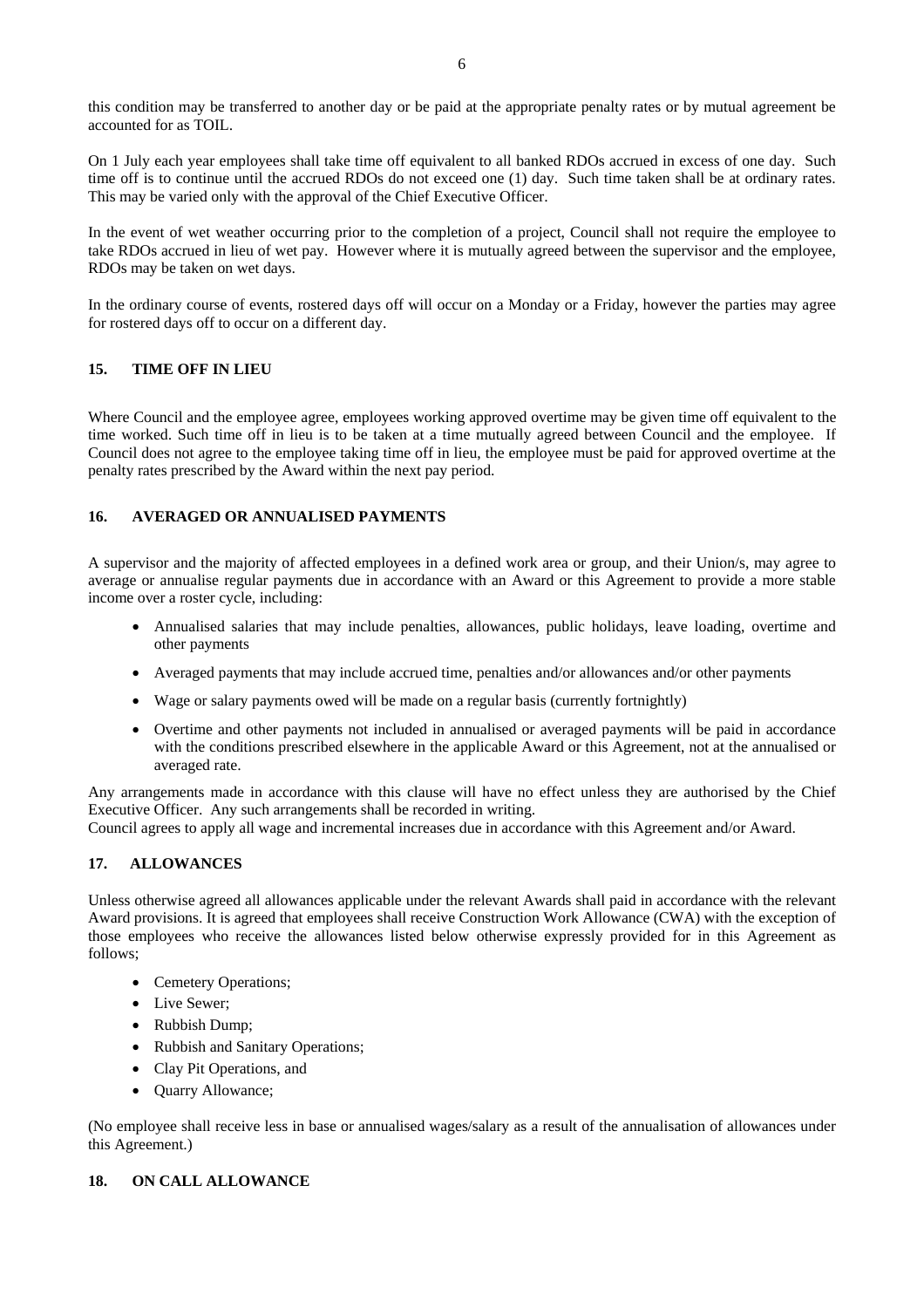this condition may be transferred to another day or be paid at the appropriate penalty rates or by mutual agreement be accounted for as TOIL.

On 1 July each year employees shall take time off equivalent to all banked RDOs accrued in excess of one day. Such time off is to continue until the accrued RDOs do not exceed one (1) day. Such time taken shall be at ordinary rates. This may be varied only with the approval of the Chief Executive Officer.

In the event of wet weather occurring prior to the completion of a project, Council shall not require the employee to take RDOs accrued in lieu of wet pay. However where it is mutually agreed between the supervisor and the employee, RDOs may be taken on wet days.

In the ordinary course of events, rostered days off will occur on a Monday or a Friday, however the parties may agree for rostered days off to occur on a different day.

## 15. TIME OFF IN LIEU

Where Council and the employee agree, employees working approved overtime may be given time off equivalent to the time worked. Such time off in lieu is to be taken at a time mutually agreed between Council and the employee. If Council does not agree to the employee taking time off in lieu, the employee must be paid for approved overtime at the penalty rates prescribed by the Award within the next pay period.

## 16. AVERAGED OR ANNUALISED PAYMENTS

A supervisor and the majority of affected employees in a defined work area or group, and their Union/s, may agree to average or annualise regular payments due in accordance with an Award or this Agreement to provide a more stable income over a roster cycle, including:

- Annualised salaries that may include penalties, allowances, public holidays, leave loading, overtime and other payments
- Averaged payments that may include accrued time, penalties and/or allowances and/or other payments
- Wage or salary payments owed will be made on a regular basis (currently fortnightly)
- Overtime and other payments not included in annualised or averaged payments will be paid in accordance with the conditions prescribed elsewhere in the applicable Award or this Agreement, not at the annualised or averaged rate.

Any arrangements made in accordance with this clause will have no effect unless they are authorised by the Chief Executive Officer. Any such arrangements shall be recorded in writing.
Council agrees to apply all wage and incremental increases due in accordance with this Agreement and/or Award.

## 17. ALLOWANCES

Unless otherwise agreed all allowances applicable under the relevant Awards shall paid in accordance with the relevant Award provisions. It is agreed that employees shall receive Construction Work Allowance (CWA) with the exception of those employees who receive the allowances listed below otherwise expressly provided for in this Agreement as follows;

- Cemetery Operations;
- Live Sewer;
- Rubbish Dump;
- Rubbish and Sanitary Operations;
- Clay Pit Operations, and
- Quarry Allowance;

(No employee shall receive less in base or annualised wages/salary as a result of the annualisation of allowances under this Agreement.)

## 18. ON CALL ALLOWANCE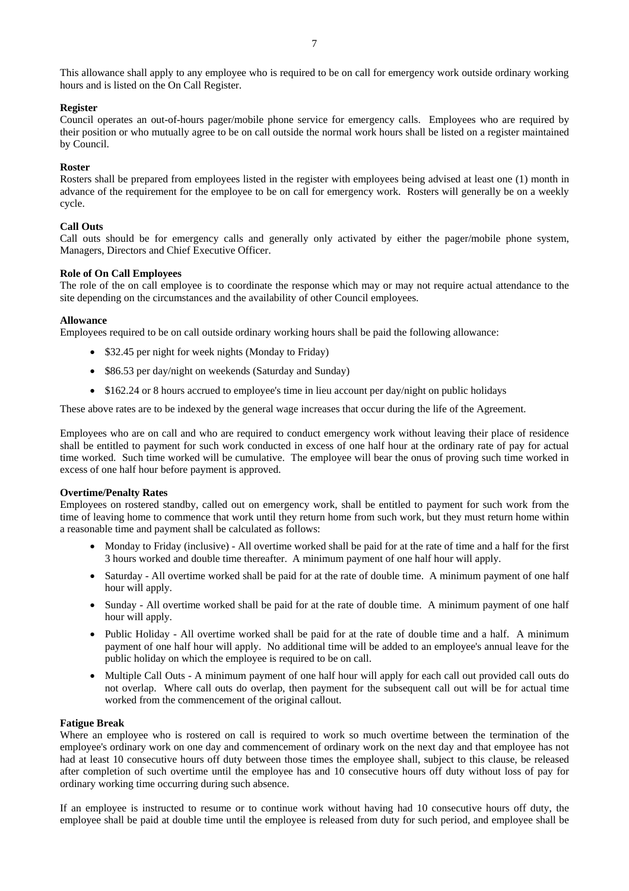This allowance shall apply to any employee who is required to be on call for emergency work outside ordinary working hours and is listed on the On Call Register.

**Register**
Council operates an out-of-hours pager/mobile phone service for emergency calls. Employees who are required by their position or who mutually agree to be on call outside the normal work hours shall be listed on a register maintained by Council.

**Roster**
Rosters shall be prepared from employees listed in the register with employees being advised at least one (1) month in advance of the requirement for the employee to be on call for emergency work. Rosters will generally be on a weekly cycle.

**Call Outs**
Call outs should be for emergency calls and generally only activated by either the pager/mobile phone system, Managers, Directors and Chief Executive Officer.

**Role of On Call Employees**
The role of the on call employee is to coordinate the response which may or may not require actual attendance to the site depending on the circumstances and the availability of other Council employees.

**Allowance**
Employees required to be on call outside ordinary working hours shall be paid the following allowance:

- $32.45 per night for week nights (Monday to Friday)
- $86.53 per day/night on weekends (Saturday and Sunday)
- $162.24 or 8 hours accrued to employee's time in lieu account per day/night on public holidays

These above rates are to be indexed by the general wage increases that occur during the life of the Agreement.

Employees who are on call and who are required to conduct emergency work without leaving their place of residence shall be entitled to payment for such work conducted in excess of one half hour at the ordinary rate of pay for actual time worked. Such time worked will be cumulative. The employee will bear the onus of proving such time worked in excess of one half hour before payment is approved.

**Overtime/Penalty Rates**
Employees on rostered standby, called out on emergency work, shall be entitled to payment for such work from the time of leaving home to commence that work until they return home from such work, but they must return home within a reasonable time and payment shall be calculated as follows:

- Monday to Friday (inclusive) - All overtime worked shall be paid for at the rate of time and a half for the first 3 hours worked and double time thereafter. A minimum payment of one half hour will apply.
- Saturday - All overtime worked shall be paid for at the rate of double time. A minimum payment of one half hour will apply.
- Sunday - All overtime worked shall be paid for at the rate of double time. A minimum payment of one half hour will apply.
- Public Holiday - All overtime worked shall be paid for at the rate of double time and a half. A minimum payment of one half hour will apply. No additional time will be added to an employee's annual leave for the public holiday on which the employee is required to be on call.
- Multiple Call Outs - A minimum payment of one half hour will apply for each call out provided call outs do not overlap. Where call outs do overlap, then payment for the subsequent call out will be for actual time worked from the commencement of the original callout.

**Fatigue Break**
Where an employee who is rostered on call is required to work so much overtime between the termination of the employee's ordinary work on one day and commencement of ordinary work on the next day and that employee has not had at least 10 consecutive hours off duty between those times the employee shall, subject to this clause, be released after completion of such overtime until the employee has and 10 consecutive hours off duty without loss of pay for ordinary working time occurring during such absence.

If an employee is instructed to resume or to continue work without having had 10 consecutive hours off duty, the employee shall be paid at double time until the employee is released from duty for such period, and employee shall be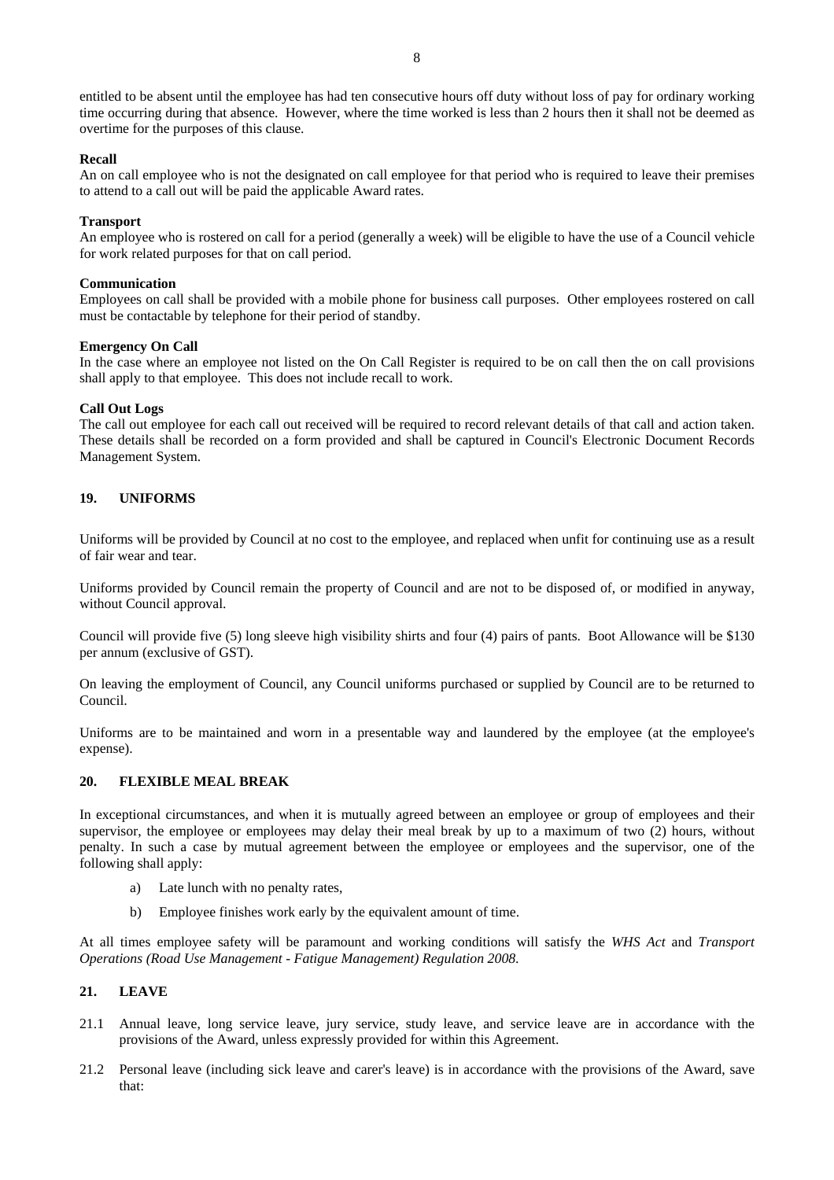entitled to be absent until the employee has had ten consecutive hours off duty without loss of pay for ordinary working time occurring during that absence. However, where the time worked is less than 2 hours then it shall not be deemed as overtime for the purposes of this clause.

**Recall**
An on call employee who is not the designated on call employee for that period who is required to leave their premises to attend to a call out will be paid the applicable Award rates.

**Transport**
An employee who is rostered on call for a period (generally a week) will be eligible to have the use of a Council vehicle for work related purposes for that on call period.

**Communication**
Employees on call shall be provided with a mobile phone for business call purposes. Other employees rostered on call must be contactable by telephone for their period of standby.

**Emergency On Call**
In the case where an employee not listed on the On Call Register is required to be on call then the on call provisions shall apply to that employee. This does not include recall to work.

**Call Out Logs**
The call out employee for each call out received will be required to record relevant details of that call and action taken. These details shall be recorded on a form provided and shall be captured in Council's Electronic Document Records Management System.

## 19. UNIFORMS

Uniforms will be provided by Council at no cost to the employee, and replaced when unfit for continuing use as a result of fair wear and tear.

Uniforms provided by Council remain the property of Council and are not to be disposed of, or modified in anyway, without Council approval.

Council will provide five (5) long sleeve high visibility shirts and four (4) pairs of pants. Boot Allowance will be $130 per annum (exclusive of GST).

On leaving the employment of Council, any Council uniforms purchased or supplied by Council are to be returned to Council.

Uniforms are to be maintained and worn in a presentable way and laundered by the employee (at the employee's expense).

## 20. FLEXIBLE MEAL BREAK

In exceptional circumstances, and when it is mutually agreed between an employee or group of employees and their supervisor, the employee or employees may delay their meal break by up to a maximum of two (2) hours, without penalty. In such a case by mutual agreement between the employee or employees and the supervisor, one of the following shall apply:

a) Late lunch with no penalty rates,

b) Employee finishes work early by the equivalent amount of time.

At all times employee safety will be paramount and working conditions will satisfy the *WHS Act* and *Transport Operations (Road Use Management - Fatigue Management) Regulation 2008*.

## 21. LEAVE

21.1 Annual leave, long service leave, jury service, study leave, and service leave are in accordance with the provisions of the Award, unless expressly provided for within this Agreement.

21.2 Personal leave (including sick leave and carer's leave) is in accordance with the provisions of the Award, save that: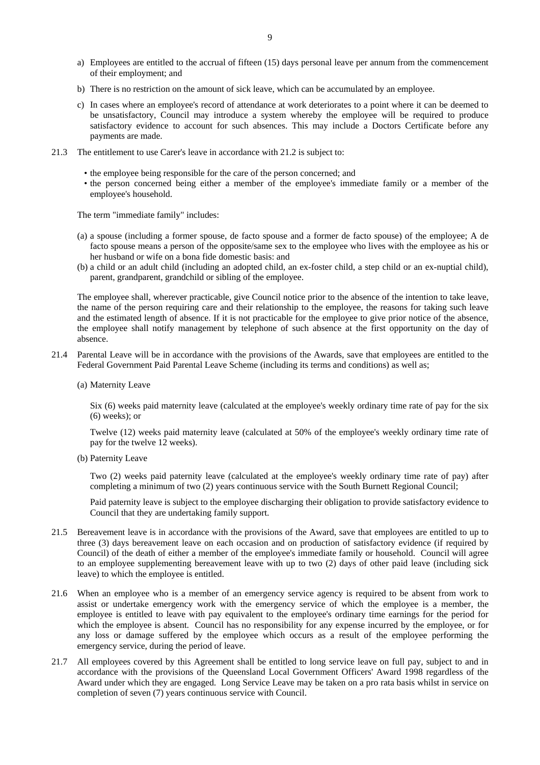a) Employees are entitled to the accrual of fifteen (15) days personal leave per annum from the commencement of their employment; and

b) There is no restriction on the amount of sick leave, which can be accumulated by an employee.

c) In cases where an employee's record of attendance at work deteriorates to a point where it can be deemed to be unsatisfactory, Council may introduce a system whereby the employee will be required to produce satisfactory evidence to account for such absences. This may include a Doctors Certificate before any payments are made.

21.3 The entitlement to use Carer's leave in accordance with 21.2 is subject to:

- the employee being responsible for the care of the person concerned; and
- the person concerned being either a member of the employee's immediate family or a member of the employee's household.

The term "immediate family" includes:

(a) a spouse (including a former spouse, de facto spouse and a former de facto spouse) of the employee; A de facto spouse means a person of the opposite/same sex to the employee who lives with the employee as his or her husband or wife on a bona fide domestic basis: and

(b) a child or an adult child (including an adopted child, an ex-foster child, a step child or an ex-nuptial child), parent, grandparent, grandchild or sibling of the employee.

The employee shall, wherever practicable, give Council notice prior to the absence of the intention to take leave, the name of the person requiring care and their relationship to the employee, the reasons for taking such leave and the estimated length of absence. If it is not practicable for the employee to give prior notice of the absence, the employee shall notify management by telephone of such absence at the first opportunity on the day of absence.

21.4 Parental Leave will be in accordance with the provisions of the Awards, save that employees are entitled to the Federal Government Paid Parental Leave Scheme (including its terms and conditions) as well as;

(a) Maternity Leave

Six (6) weeks paid maternity leave (calculated at the employee's weekly ordinary time rate of pay for the six (6) weeks); or

Twelve (12) weeks paid maternity leave (calculated at 50% of the employee's weekly ordinary time rate of pay for the twelve 12 weeks).

(b) Paternity Leave

Two (2) weeks paid paternity leave (calculated at the employee's weekly ordinary time rate of pay) after completing a minimum of two (2) years continuous service with the South Burnett Regional Council;

Paid paternity leave is subject to the employee discharging their obligation to provide satisfactory evidence to Council that they are undertaking family support.

21.5 Bereavement leave is in accordance with the provisions of the Award, save that employees are entitled to up to three (3) days bereavement leave on each occasion and on production of satisfactory evidence (if required by Council) of the death of either a member of the employee's immediate family or household. Council will agree to an employee supplementing bereavement leave with up to two (2) days of other paid leave (including sick leave) to which the employee is entitled.

21.6 When an employee who is a member of an emergency service agency is required to be absent from work to assist or undertake emergency work with the emergency service of which the employee is a member, the employee is entitled to leave with pay equivalent to the employee's ordinary time earnings for the period for which the employee is absent. Council has no responsibility for any expense incurred by the employee, or for any loss or damage suffered by the employee which occurs as a result of the employee performing the emergency service, during the period of leave.

21.7 All employees covered by this Agreement shall be entitled to long service leave on full pay, subject to and in accordance with the provisions of the Queensland Local Government Officers' Award 1998 regardless of the Award under which they are engaged. Long Service Leave may be taken on a pro rata basis whilst in service on completion of seven (7) years continuous service with Council.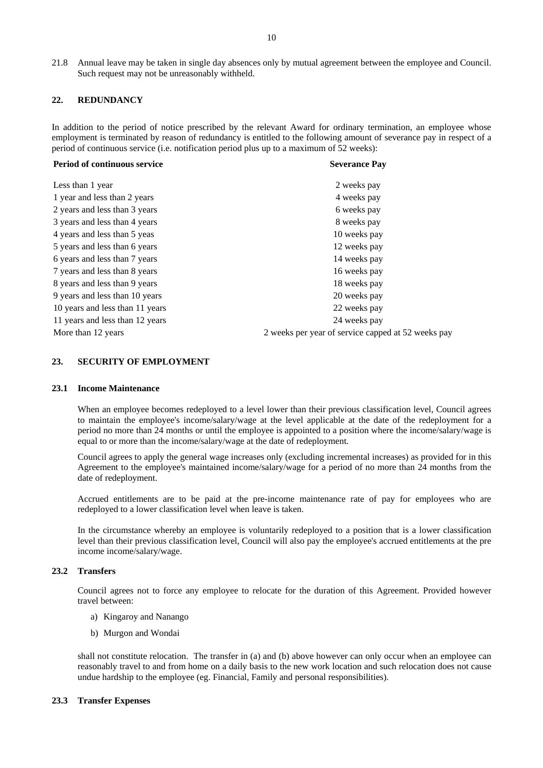21.8 Annual leave may be taken in single day absences only by mutual agreement between the employee and Council. Such request may not be unreasonably withheld.

## 22. REDUNDANCY

In addition to the period of notice prescribed by the relevant Award for ordinary termination, an employee whose employment is terminated by reason of redundancy is entitled to the following amount of severance pay in respect of a period of continuous service (i.e. notification period plus up to a maximum of 52 weeks):

| Period of continuous service | Severance Pay |
|---|---|
| Less than 1 year | 2 weeks pay |
| 1 year and less than 2 years | 4 weeks pay |
| 2 years and less than 3 years | 6 weeks pay |
| 3 years and less than 4 years | 8 weeks pay |
| 4 years and less than 5 yeas | 10 weeks pay |
| 5 years and less than 6 years | 12 weeks pay |
| 6 years and less than 7 years | 14 weeks pay |
| 7 years and less than 8 years | 16 weeks pay |
| 8 years and less than 9 years | 18 weeks pay |
| 9 years and less than 10 years | 20 weeks pay |
| 10 years and less than 11 years | 22 weeks pay |
| 11 years and less than 12 years | 24 weeks pay |
| More than 12 years | 2 weeks per year of service capped at 52 weeks pay |

## 23. SECURITY OF EMPLOYMENT

### 23.1 Income Maintenance

When an employee becomes redeployed to a level lower than their previous classification level, Council agrees to maintain the employee's income/salary/wage at the level applicable at the date of the redeployment for a period no more than 24 months or until the employee is appointed to a position where the income/salary/wage is equal to or more than the income/salary/wage at the date of redeployment.

Council agrees to apply the general wage increases only (excluding incremental increases) as provided for in this Agreement to the employee's maintained income/salary/wage for a period of no more than 24 months from the date of redeployment.

Accrued entitlements are to be paid at the pre-income maintenance rate of pay for employees who are redeployed to a lower classification level when leave is taken.

In the circumstance whereby an employee is voluntarily redeployed to a position that is a lower classification level than their previous classification level, Council will also pay the employee's accrued entitlements at the pre income income/salary/wage.

### 23.2 Transfers

Council agrees not to force any employee to relocate for the duration of this Agreement. Provided however travel between:

a) Kingaroy and Nanango

b) Murgon and Wondai

shall not constitute relocation. The transfer in (a) and (b) above however can only occur when an employee can reasonably travel to and from home on a daily basis to the new work location and such relocation does not cause undue hardship to the employee (eg. Financial, Family and personal responsibilities).

### 23.3 Transfer Expenses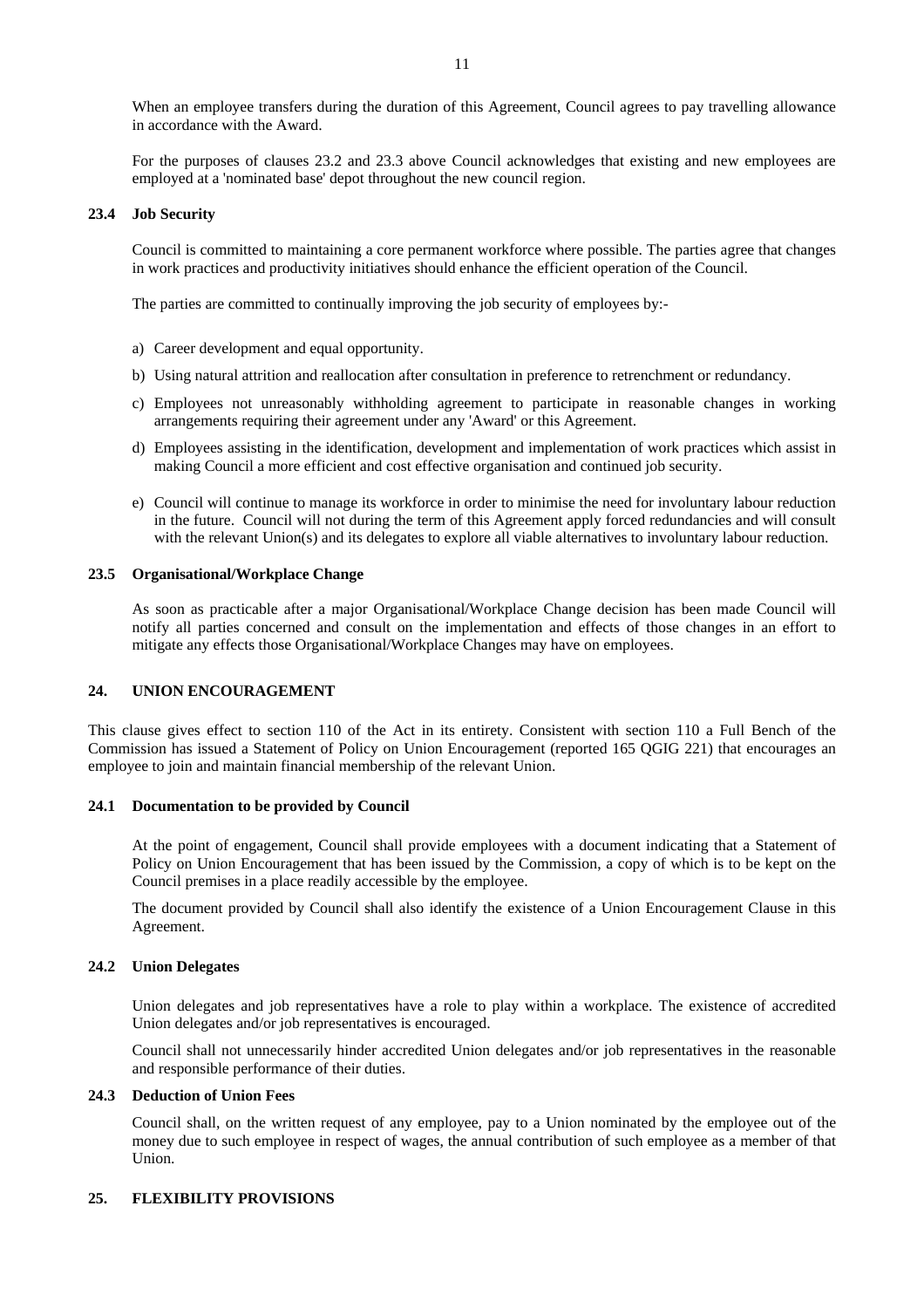When an employee transfers during the duration of this Agreement, Council agrees to pay travelling allowance in accordance with the Award.

For the purposes of clauses 23.2 and 23.3 above Council acknowledges that existing and new employees are employed at a 'nominated base' depot throughout the new council region.

### 23.4 Job Security

Council is committed to maintaining a core permanent workforce where possible. The parties agree that changes in work practices and productivity initiatives should enhance the efficient operation of the Council.

The parties are committed to continually improving the job security of employees by:-

a) Career development and equal opportunity.

b) Using natural attrition and reallocation after consultation in preference to retrenchment or redundancy.

c) Employees not unreasonably withholding agreement to participate in reasonable changes in working arrangements requiring their agreement under any 'Award' or this Agreement.

d) Employees assisting in the identification, development and implementation of work practices which assist in making Council a more efficient and cost effective organisation and continued job security.

e) Council will continue to manage its workforce in order to minimise the need for involuntary labour reduction in the future. Council will not during the term of this Agreement apply forced redundancies and will consult with the relevant Union(s) and its delegates to explore all viable alternatives to involuntary labour reduction.

### 23.5 Organisational/Workplace Change

As soon as practicable after a major Organisational/Workplace Change decision has been made Council will notify all parties concerned and consult on the implementation and effects of those changes in an effort to mitigate any effects those Organisational/Workplace Changes may have on employees.

## 24. UNION ENCOURAGEMENT

This clause gives effect to section 110 of the Act in its entirety. Consistent with section 110 a Full Bench of the Commission has issued a Statement of Policy on Union Encouragement (reported 165 QGIG 221) that encourages an employee to join and maintain financial membership of the relevant Union.

### 24.1 Documentation to be provided by Council

At the point of engagement, Council shall provide employees with a document indicating that a Statement of Policy on Union Encouragement that has been issued by the Commission, a copy of which is to be kept on the Council premises in a place readily accessible by the employee.

The document provided by Council shall also identify the existence of a Union Encouragement Clause in this Agreement.

### 24.2 Union Delegates

Union delegates and job representatives have a role to play within a workplace. The existence of accredited Union delegates and/or job representatives is encouraged.

Council shall not unnecessarily hinder accredited Union delegates and/or job representatives in the reasonable and responsible performance of their duties.

### 24.3 Deduction of Union Fees

Council shall, on the written request of any employee, pay to a Union nominated by the employee out of the money due to such employee in respect of wages, the annual contribution of such employee as a member of that Union.

## 25. FLEXIBILITY PROVISIONS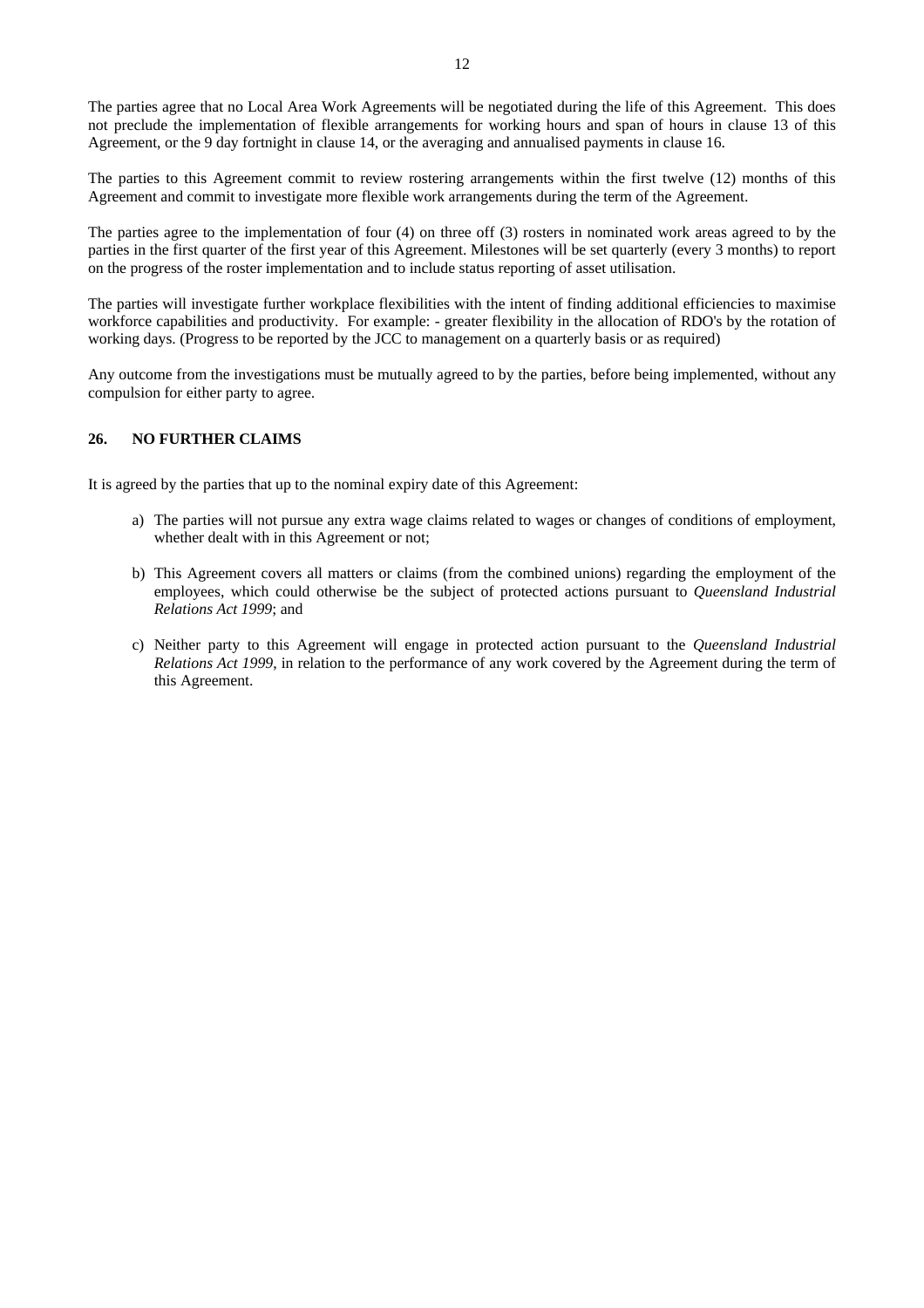The parties agree that no Local Area Work Agreements will be negotiated during the life of this Agreement. This does not preclude the implementation of flexible arrangements for working hours and span of hours in clause 13 of this Agreement, or the 9 day fortnight in clause 14, or the averaging and annualised payments in clause 16.

The parties to this Agreement commit to review rostering arrangements within the first twelve (12) months of this Agreement and commit to investigate more flexible work arrangements during the term of the Agreement.

The parties agree to the implementation of four (4) on three off (3) rosters in nominated work areas agreed to by the parties in the first quarter of the first year of this Agreement. Milestones will be set quarterly (every 3 months) to report on the progress of the roster implementation and to include status reporting of asset utilisation.

The parties will investigate further workplace flexibilities with the intent of finding additional efficiencies to maximise workforce capabilities and productivity. For example: - greater flexibility in the allocation of RDO's by the rotation of working days. (Progress to be reported by the JCC to management on a quarterly basis or as required)

Any outcome from the investigations must be mutually agreed to by the parties, before being implemented, without any compulsion for either party to agree.

## 26. NO FURTHER CLAIMS

It is agreed by the parties that up to the nominal expiry date of this Agreement:

a) The parties will not pursue any extra wage claims related to wages or changes of conditions of employment, whether dealt with in this Agreement or not;

b) This Agreement covers all matters or claims (from the combined unions) regarding the employment of the employees, which could otherwise be the subject of protected actions pursuant to *Queensland Industrial Relations Act 1999*; and

c) Neither party to this Agreement will engage in protected action pursuant to the *Queensland Industrial Relations Act 1999*, in relation to the performance of any work covered by the Agreement during the term of this Agreement.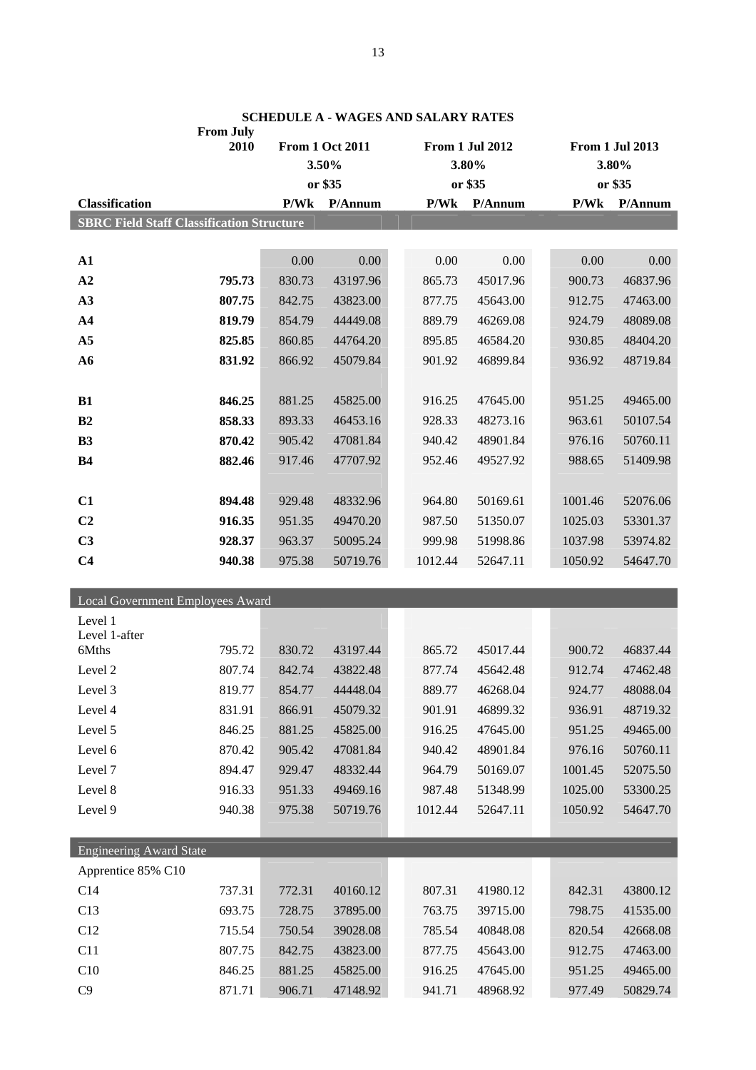# SCHEDULE A - WAGES AND SALARY RATES

| Classification | From July 2010 | From 1 Oct 2011 3.50% or $35 | | From 1 Jul 2012 3.80% or $35 | | From 1 Jul 2013 3.80% or $35 | |
|---|---|---|---|---|---|---|---|
| | | P/Wk | P/Annum | P/Wk | P/Annum | P/Wk | P/Annum |
| **SBRC Field Staff Classification Structure** | | | | | | | |
| **A1** | | 0.00 | 0.00 | 0.00 | 0.00 | 0.00 | 0.00 |
| **A2** | **795.73** | 830.73 | 43197.96 | 865.73 | 45017.96 | 900.73 | 46837.96 |
| **A3** | **807.75** | 842.75 | 43823.00 | 877.75 | 45643.00 | 912.75 | 47463.00 |
| **A4** | **819.79** | 854.79 | 44449.08 | 889.79 | 46269.08 | 924.79 | 48089.08 |
| **A5** | **825.85** | 860.85 | 44764.20 | 895.85 | 46584.20 | 930.85 | 48404.20 |
| **A6** | **831.92** | 866.92 | 45079.84 | 901.92 | 46899.84 | 936.92 | 48719.84 |
| **B1** | **846.25** | 881.25 | 45825.00 | 916.25 | 47645.00 | 951.25 | 49465.00 |
| **B2** | **858.33** | 893.33 | 46453.16 | 928.33 | 48273.16 | 963.61 | 50107.54 |
| **B3** | **870.42** | 905.42 | 47081.84 | 940.42 | 48901.84 | 976.16 | 50760.11 |
| **B4** | **882.46** | 917.46 | 47707.92 | 952.46 | 49527.92 | 988.65 | 51409.98 |
| **C1** | **894.48** | 929.48 | 48332.96 | 964.80 | 50169.61 | 1001.46 | 52076.06 |
| **C2** | **916.35** | 951.35 | 49470.20 | 987.50 | 51350.07 | 1025.03 | 53301.37 |
| **C3** | **928.37** | 963.37 | 50095.24 | 999.98 | 51998.86 | 1037.98 | 53974.82 |
| **C4** | **940.38** | 975.38 | 50719.76 | 1012.44 | 52647.11 | 1050.92 | 54647.70 |
| Local Government Employees Award | | | | | | | |
| Level 1 | | | | | | | |
| Level 1-after 6Mths | 795.72 | 830.72 | 43197.44 | 865.72 | 45017.44 | 900.72 | 46837.44 |
| Level 2 | 807.74 | 842.74 | 43822.48 | 877.74 | 45642.48 | 912.74 | 47462.48 |
| Level 3 | 819.77 | 854.77 | 44448.04 | 889.77 | 46268.04 | 924.77 | 48088.04 |
| Level 4 | 831.91 | 866.91 | 45079.32 | 901.91 | 46899.32 | 936.91 | 48719.32 |
| Level 5 | 846.25 | 881.25 | 45825.00 | 916.25 | 47645.00 | 951.25 | 49465.00 |
| Level 6 | 870.42 | 905.42 | 47081.84 | 940.42 | 48901.84 | 976.16 | 50760.11 |
| Level 7 | 894.47 | 929.47 | 48332.44 | 964.79 | 50169.07 | 1001.45 | 52075.50 |
| Level 8 | 916.33 | 951.33 | 49469.16 | 987.48 | 51348.99 | 1025.00 | 53300.25 |
| Level 9 | 940.38 | 975.38 | 50719.76 | 1012.44 | 52647.11 | 1050.92 | 54647.70 |
| Engineering Award State | | | | | | | |
| Apprentice 85% C10 | | | | | | | |
| C14 | 737.31 | 772.31 | 40160.12 | 807.31 | 41980.12 | 842.31 | 43800.12 |
| C13 | 693.75 | 728.75 | 37895.00 | 763.75 | 39715.00 | 798.75 | 41535.00 |
| C12 | 715.54 | 750.54 | 39028.08 | 785.54 | 40848.08 | 820.54 | 42668.08 |
| C11 | 807.75 | 842.75 | 43823.00 | 877.75 | 45643.00 | 912.75 | 47463.00 |
| C10 | 846.25 | 881.25 | 45825.00 | 916.25 | 47645.00 | 951.25 | 49465.00 |
| C9 | 871.71 | 906.71 | 47148.92 | 941.71 | 48968.92 | 977.49 | 50829.74 |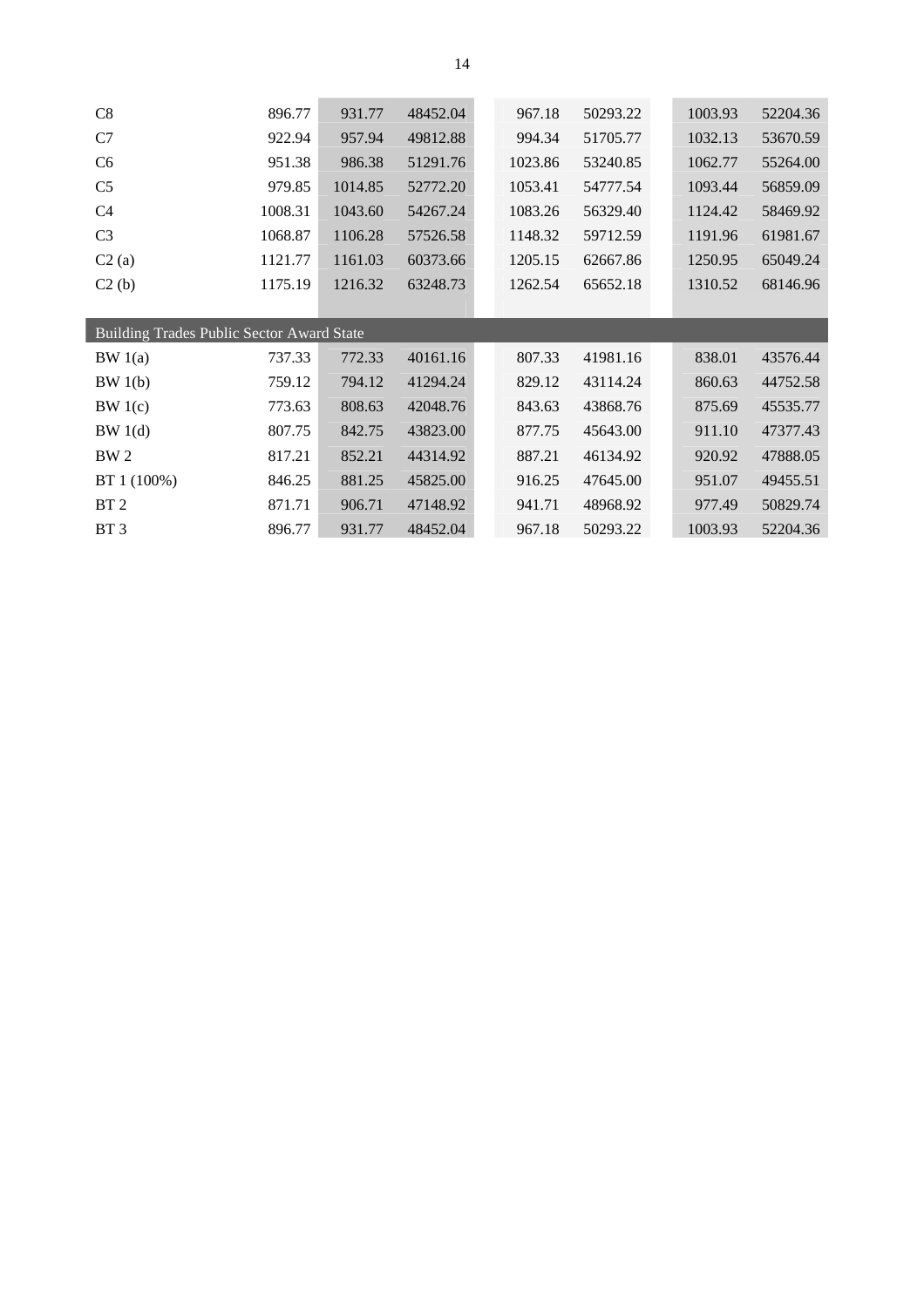| | | | | | | | |
|---|---|---|---|---|---|---|---|
| C8 | 896.77 | 931.77 | 48452.04 | 967.18 | 50293.22 | 1003.93 | 52204.36 |
| C7 | 922.94 | 957.94 | 49812.88 | 994.34 | 51705.77 | 1032.13 | 53670.59 |
| C6 | 951.38 | 986.38 | 51291.76 | 1023.86 | 53240.85 | 1062.77 | 55264.00 |
| C5 | 979.85 | 1014.85 | 52772.20 | 1053.41 | 54777.54 | 1093.44 | 56859.09 |
| C4 | 1008.31 | 1043.60 | 54267.24 | 1083.26 | 56329.40 | 1124.42 | 58469.92 |
| C3 | 1068.87 | 1106.28 | 57526.58 | 1148.32 | 59712.59 | 1191.96 | 61981.67 |
| C2 (a) | 1121.77 | 1161.03 | 60373.66 | 1205.15 | 62667.86 | 1250.95 | 65049.24 |
| C2 (b) | 1175.19 | 1216.32 | 63248.73 | 1262.54 | 65652.18 | 1310.52 | 68146.96 |
| | | | | | | | |
| **Building Trades Public Sector Award State** | | | | | | | |
| BW 1(a) | 737.33 | 772.33 | 40161.16 | 807.33 | 41981.16 | 838.01 | 43576.44 |
| BW 1(b) | 759.12 | 794.12 | 41294.24 | 829.12 | 43114.24 | 860.63 | 44752.58 |
| BW 1(c) | 773.63 | 808.63 | 42048.76 | 843.63 | 43868.76 | 875.69 | 45535.77 |
| BW 1(d) | 807.75 | 842.75 | 43823.00 | 877.75 | 45643.00 | 911.10 | 47377.43 |
| BW 2 | 817.21 | 852.21 | 44314.92 | 887.21 | 46134.92 | 920.92 | 47888.05 |
| BT 1 (100%) | 846.25 | 881.25 | 45825.00 | 916.25 | 47645.00 | 951.07 | 49455.51 |
| BT 2 | 871.71 | 906.71 | 47148.92 | 941.71 | 48968.92 | 977.49 | 50829.74 |
| BT 3 | 896.77 | 931.77 | 48452.04 | 967.18 | 50293.22 | 1003.93 | 52204.36 |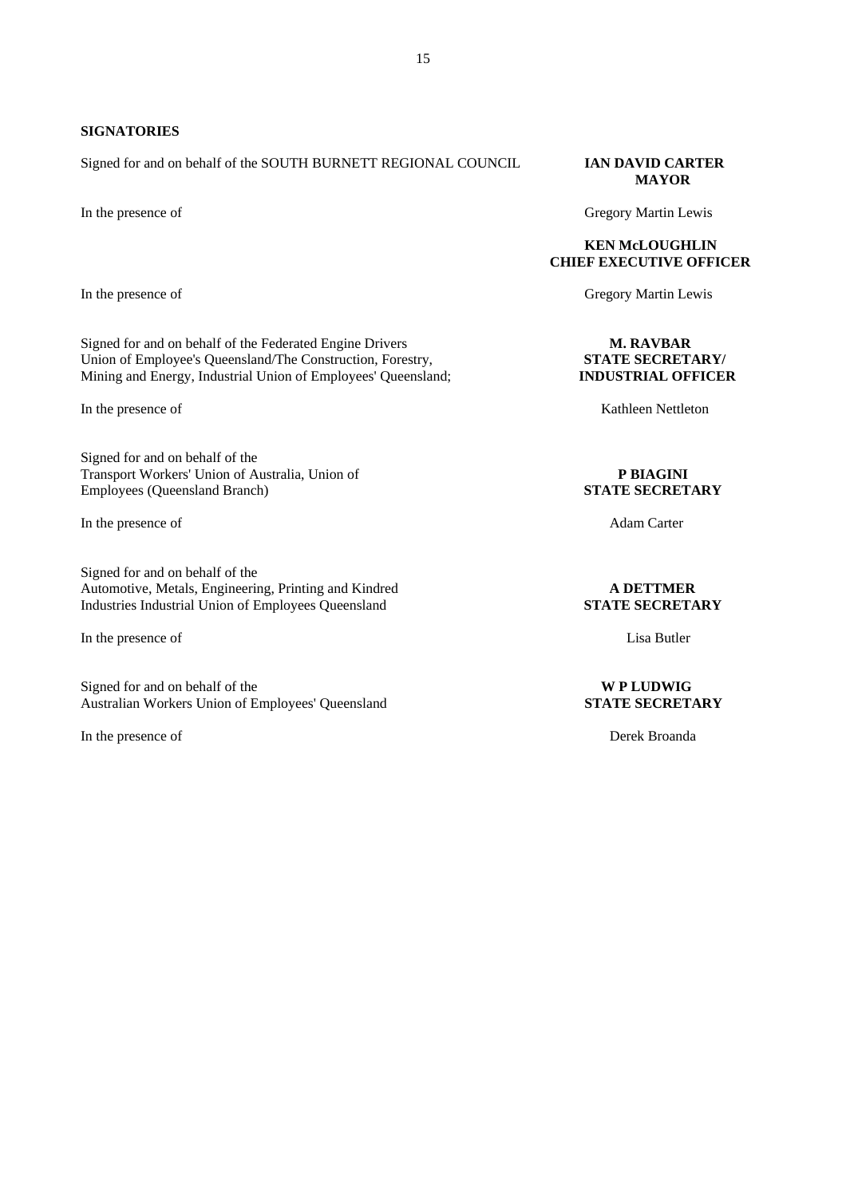**SIGNATORIES**

Signed for and on behalf of the SOUTH BURNETT REGIONAL COUNCIL

**IAN DAVID CARTER**
**MAYOR**

In the presence of

Gregory Martin Lewis

**KEN McLOUGHLIN**
**CHIEF EXECUTIVE OFFICER**

In the presence of

Gregory Martin Lewis

Signed for and on behalf of the Federated Engine Drivers Union of Employee's Queensland/The Construction, Forestry, Mining and Energy, Industrial Union of Employees' Queensland;

**M. RAVBAR**
**STATE SECRETARY/**
**INDUSTRIAL OFFICER**

In the presence of

Kathleen Nettleton

Signed for and on behalf of the Transport Workers' Union of Australia, Union of Employees (Queensland Branch)

**P BIAGINI**
**STATE SECRETARY**

In the presence of

Adam Carter

Signed for and on behalf of the Automotive, Metals, Engineering, Printing and Kindred Industries Industrial Union of Employees Queensland

**A DETTMER**
**STATE SECRETARY**

In the presence of

Lisa Butler

Signed for and on behalf of the Australian Workers Union of Employees' Queensland

**W P LUDWIG**
**STATE SECRETARY**

In the presence of

Derek Broanda